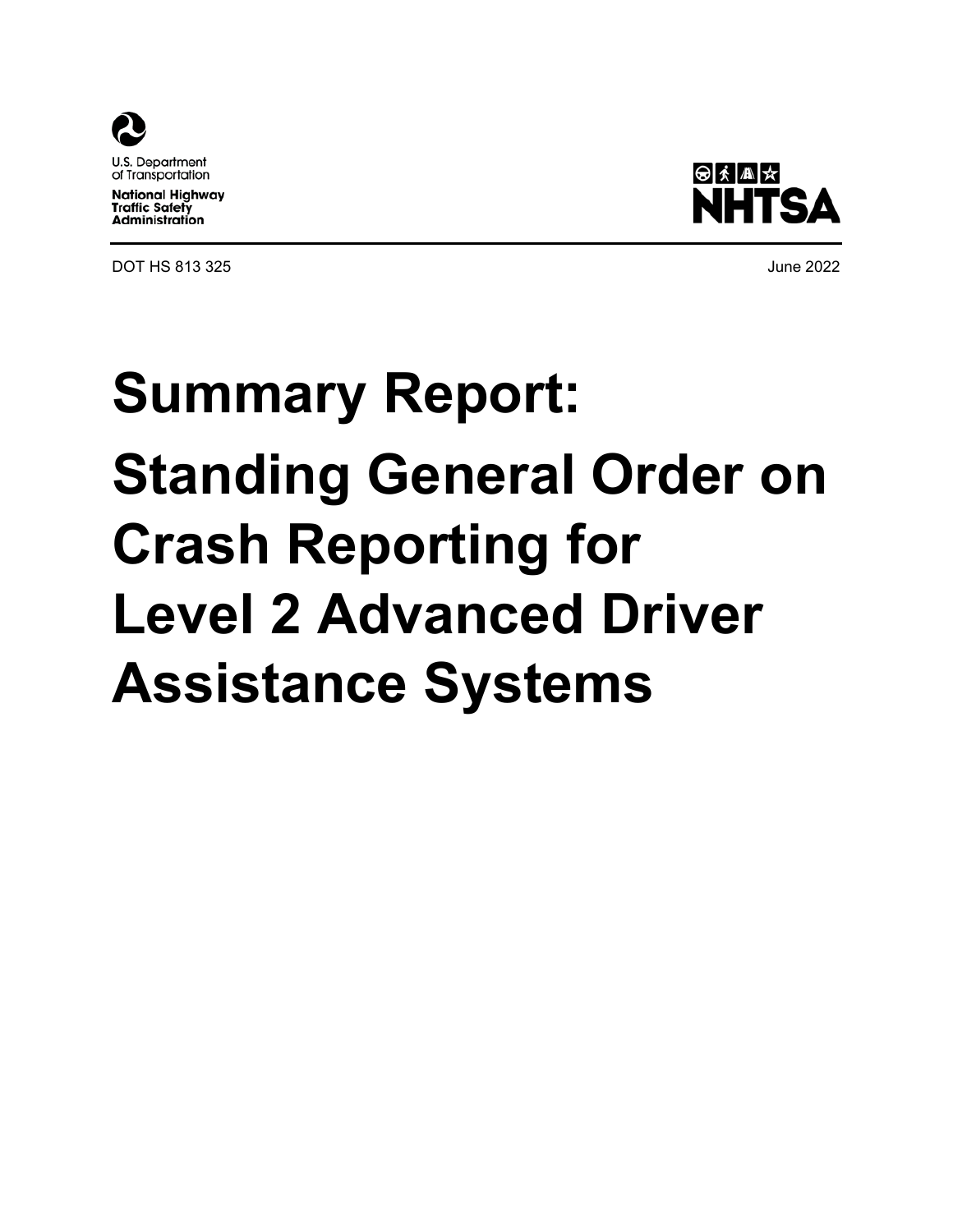U.S. Department of Transportation

National Highway Traffic Safety Administration

NHTSA

DOT HS 813 325 June 2022

# Summary Report: Standing General Order on Crash Reporting for Level 2 Advanced Driver Assistance Systems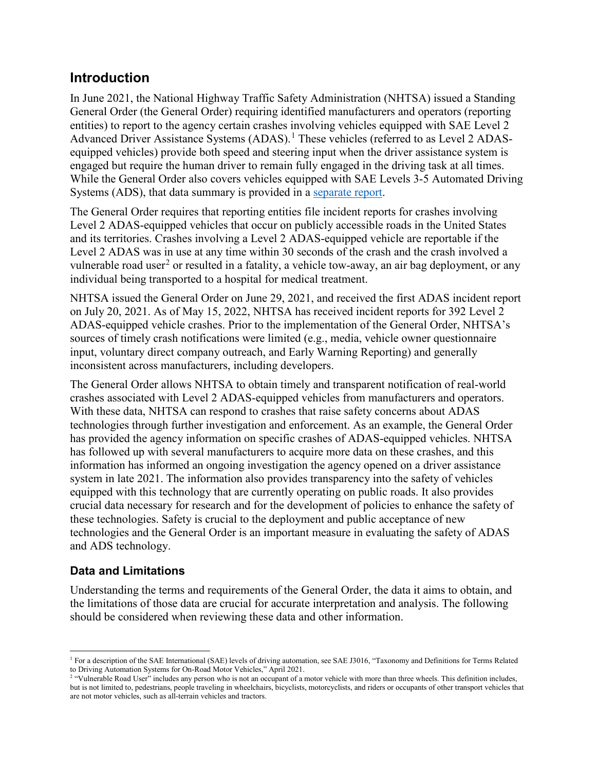## Introduction

In June 2021, the National Highway Traffic Safety Administration (NHTSA) issued a Standing General Order (the General Order) requiring identified manufacturers and operators (reporting entities) to report to the agency certain crashes involving vehicles equipped with SAE Level 2 Advanced Driver Assistance Systems (ADAS).[1] These vehicles (referred to as Level 2 ADAS-equipped vehicles) provide both speed and steering input when the driver assistance system is engaged but require the human driver to remain fully engaged in the driving task at all times. While the General Order also covers vehicles equipped with SAE Levels 3-5 Automated Driving Systems (ADS), that data summary is provided in a separate report.

The General Order requires that reporting entities file incident reports for crashes involving Level 2 ADAS-equipped vehicles that occur on publicly accessible roads in the United States and its territories. Crashes involving a Level 2 ADAS-equipped vehicle are reportable if the Level 2 ADAS was in use at any time within 30 seconds of the crash and the crash involved a vulnerable road user[2] or resulted in a fatality, a vehicle tow-away, an air bag deployment, or any individual being transported to a hospital for medical treatment.

NHTSA issued the General Order on June 29, 2021, and received the first ADAS incident report on July 20, 2021. As of May 15, 2022, NHTSA has received incident reports for 392 Level 2 ADAS-equipped vehicle crashes. Prior to the implementation of the General Order, NHTSA's sources of timely crash notifications were limited (e.g., media, vehicle owner questionnaire input, voluntary direct company outreach, and Early Warning Reporting) and generally inconsistent across manufacturers, including developers.

The General Order allows NHTSA to obtain timely and transparent notification of real-world crashes associated with Level 2 ADAS-equipped vehicles from manufacturers and operators. With these data, NHTSA can respond to crashes that raise safety concerns about ADAS technologies through further investigation and enforcement. As an example, the General Order has provided the agency information on specific crashes of ADAS-equipped vehicles. NHTSA has followed up with several manufacturers to acquire more data on these crashes, and this information has informed an ongoing investigation the agency opened on a driver assistance system in late 2021. The information also provides transparency into the safety of vehicles equipped with this technology that are currently operating on public roads. It also provides crucial data necessary for research and for the development of policies to enhance the safety of these technologies. Safety is crucial to the deployment and public acceptance of new technologies and the General Order is an important measure in evaluating the safety of ADAS and ADS technology.

### Data and Limitations

Understanding the terms and requirements of the General Order, the data it aims to obtain, and the limitations of those data are crucial for accurate interpretation and analysis. The following should be considered when reviewing these data and other information.

---

[1] For a description of the SAE International (SAE) levels of driving automation, see SAE J3016, "Taxonomy and Definitions for Terms Related to Driving Automation Systems for On-Road Motor Vehicles," April 2021.

[2] "Vulnerable Road User" includes any person who is not an occupant of a motor vehicle with more than three wheels. This definition includes, but is not limited to, pedestrians, people traveling in wheelchairs, bicyclists, motorcyclists, and riders or occupants of other transport vehicles that are not motor vehicles, such as all-terrain vehicles and tractors.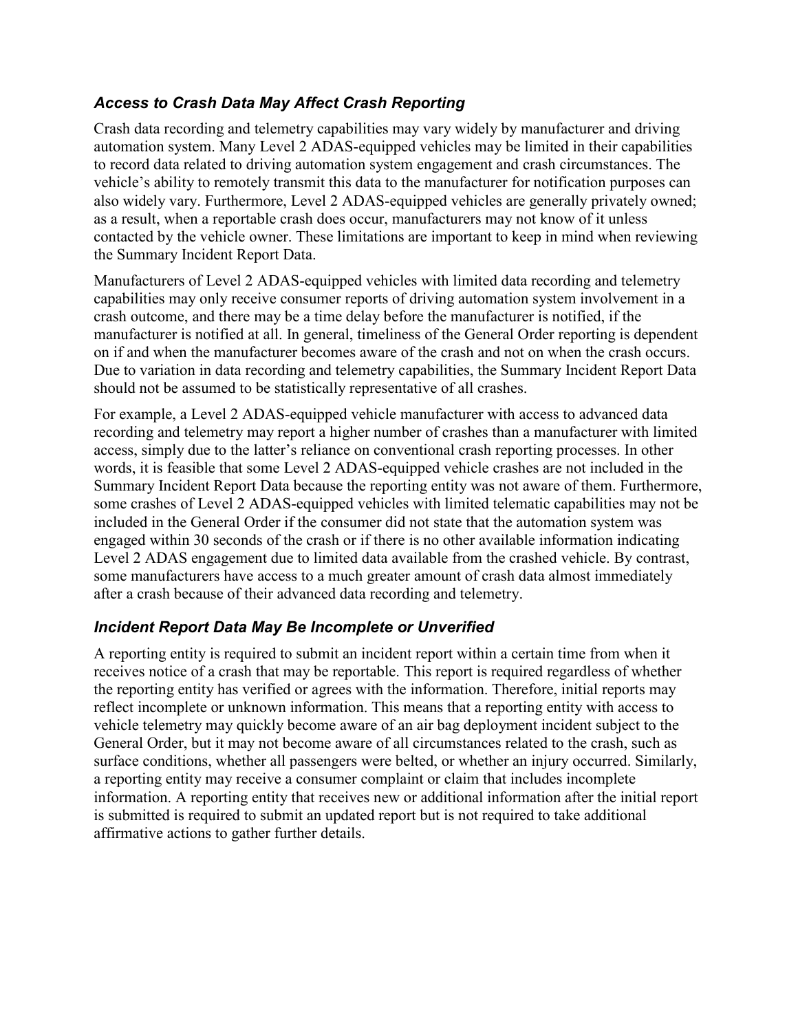### *Access to Crash Data May Affect Crash Reporting*

Crash data recording and telemetry capabilities may vary widely by manufacturer and driving automation system. Many Level 2 ADAS-equipped vehicles may be limited in their capabilities to record data related to driving automation system engagement and crash circumstances. The vehicle's ability to remotely transmit this data to the manufacturer for notification purposes can also widely vary. Furthermore, Level 2 ADAS-equipped vehicles are generally privately owned; as a result, when a reportable crash does occur, manufacturers may not know of it unless contacted by the vehicle owner. These limitations are important to keep in mind when reviewing the Summary Incident Report Data.

Manufacturers of Level 2 ADAS-equipped vehicles with limited data recording and telemetry capabilities may only receive consumer reports of driving automation system involvement in a crash outcome, and there may be a time delay before the manufacturer is notified, if the manufacturer is notified at all. In general, timeliness of the General Order reporting is dependent on if and when the manufacturer becomes aware of the crash and not on when the crash occurs. Due to variation in data recording and telemetry capabilities, the Summary Incident Report Data should not be assumed to be statistically representative of all crashes.

For example, a Level 2 ADAS-equipped vehicle manufacturer with access to advanced data recording and telemetry may report a higher number of crashes than a manufacturer with limited access, simply due to the latter's reliance on conventional crash reporting processes. In other words, it is feasible that some Level 2 ADAS-equipped vehicle crashes are not included in the Summary Incident Report Data because the reporting entity was not aware of them. Furthermore, some crashes of Level 2 ADAS-equipped vehicles with limited telematic capabilities may not be included in the General Order if the consumer did not state that the automation system was engaged within 30 seconds of the crash or if there is no other available information indicating Level 2 ADAS engagement due to limited data available from the crashed vehicle. By contrast, some manufacturers have access to a much greater amount of crash data almost immediately after a crash because of their advanced data recording and telemetry.

### *Incident Report Data May Be Incomplete or Unverified*

A reporting entity is required to submit an incident report within a certain time from when it receives notice of a crash that may be reportable. This report is required regardless of whether the reporting entity has verified or agrees with the information. Therefore, initial reports may reflect incomplete or unknown information. This means that a reporting entity with access to vehicle telemetry may quickly become aware of an air bag deployment incident subject to the General Order, but it may not become aware of all circumstances related to the crash, such as surface conditions, whether all passengers were belted, or whether an injury occurred. Similarly, a reporting entity may receive a consumer complaint or claim that includes incomplete information. A reporting entity that receives new or additional information after the initial report is submitted is required to submit an updated report but is not required to take additional affirmative actions to gather further details.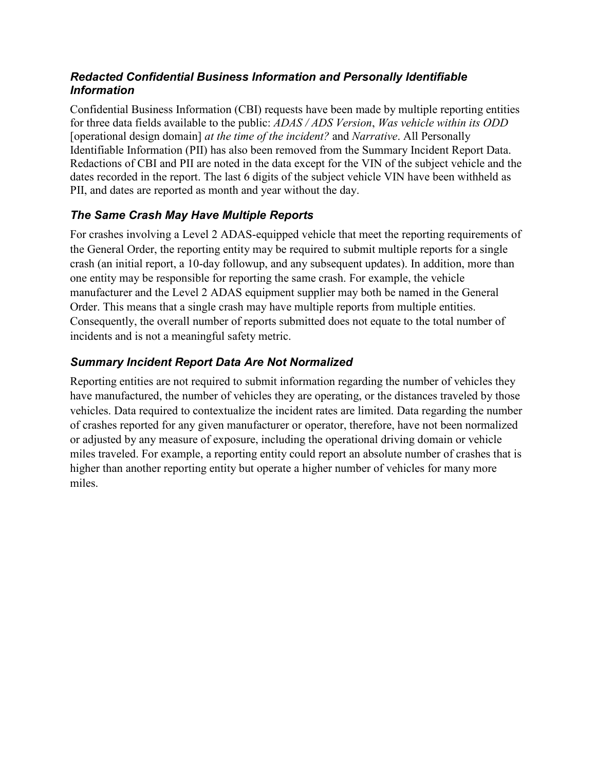### *Redacted Confidential Business Information and Personally Identifiable Information*

Confidential Business Information (CBI) requests have been made by multiple reporting entities for three data fields available to the public: *ADAS / ADS Version*, *Was vehicle within its ODD* [operational design domain] *at the time of the incident?* and *Narrative*. All Personally Identifiable Information (PII) has also been removed from the Summary Incident Report Data. Redactions of CBI and PII are noted in the data except for the VIN of the subject vehicle and the dates recorded in the report. The last 6 digits of the subject vehicle VIN have been withheld as PII, and dates are reported as month and year without the day.

### *The Same Crash May Have Multiple Reports*

For crashes involving a Level 2 ADAS-equipped vehicle that meet the reporting requirements of the General Order, the reporting entity may be required to submit multiple reports for a single crash (an initial report, a 10-day followup, and any subsequent updates). In addition, more than one entity may be responsible for reporting the same crash. For example, the vehicle manufacturer and the Level 2 ADAS equipment supplier may both be named in the General Order. This means that a single crash may have multiple reports from multiple entities. Consequently, the overall number of reports submitted does not equate to the total number of incidents and is not a meaningful safety metric.

### *Summary Incident Report Data Are Not Normalized*

Reporting entities are not required to submit information regarding the number of vehicles they have manufactured, the number of vehicles they are operating, or the distances traveled by those vehicles. Data required to contextualize the incident rates are limited. Data regarding the number of crashes reported for any given manufacturer or operator, therefore, have not been normalized or adjusted by any measure of exposure, including the operational driving domain or vehicle miles traveled. For example, a reporting entity could report an absolute number of crashes that is higher than another reporting entity but operate a higher number of vehicles for many more miles.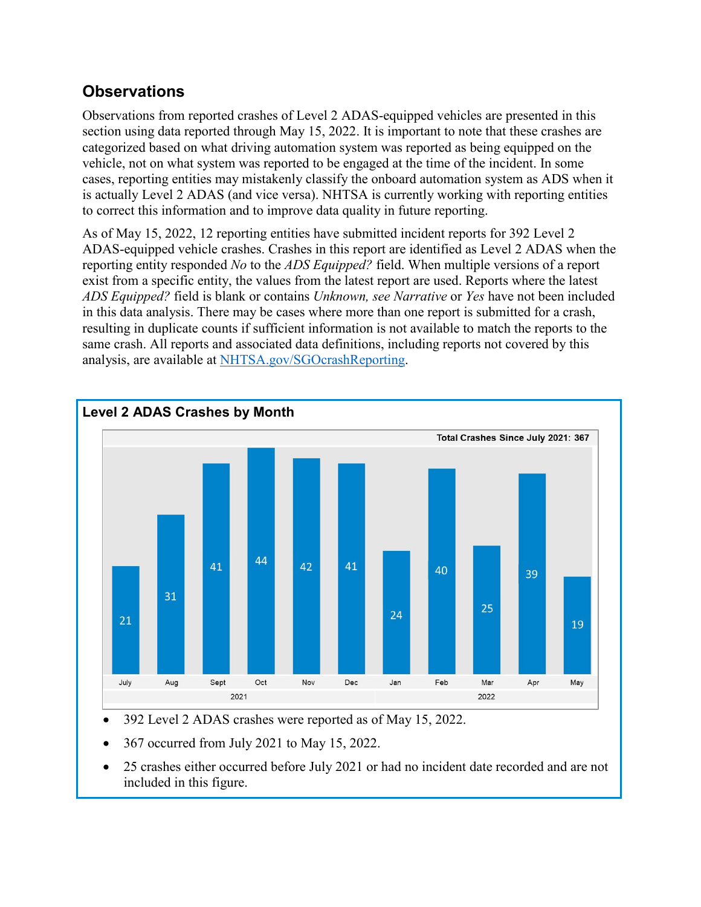## Observations

Observations from reported crashes of Level 2 ADAS-equipped vehicles are presented in this section using data reported through May 15, 2022. It is important to note that these crashes are categorized based on what driving automation system was reported as being equipped on the vehicle, not on what system was reported to be engaged at the time of the incident. In some cases, reporting entities may mistakenly classify the onboard automation system as ADS when it is actually Level 2 ADAS (and vice versa). NHTSA is currently working with reporting entities to correct this information and to improve data quality in future reporting.

As of May 15, 2022, 12 reporting entities have submitted incident reports for 392 Level 2 ADAS-equipped vehicle crashes. Crashes in this report are identified as Level 2 ADAS when the reporting entity responded *No* to the *ADS Equipped?* field. When multiple versions of a report exist from a specific entity, the values from the latest report are used. Reports where the latest *ADS Equipped?* field is blank or contains *Unknown, see Narrative* or *Yes* have not been included in this data analysis. There may be cases where more than one report is submitted for a crash, resulting in duplicate counts if sufficient information is not available to match the reports to the same crash. All reports and associated data definitions, including reports not covered by this analysis, are available at [NHTSA.gov/SGOcrashReporting](NHTSA.gov/SGOcrashReporting).

### Level 2 ADAS Crashes by Month

Total Crashes Since July 2021: 367

| | 2021 | | | | | | 2022 | | | | |
|---|---|---|---|---|---|---|---|---|---|---|---|
| Month | July | Aug | Sept | Oct | Nov | Dec | Jan | Feb | Mar | Apr | May |
| Crashes | 21 | 31 | 41 | 44 | 42 | 41 | 24 | 40 | 25 | 39 | 19 |

- 392 Level 2 ADAS crashes were reported as of May 15, 2022.
- 367 occurred from July 2021 to May 15, 2022.
- 25 crashes either occurred before July 2021 or had no incident date recorded and are not included in this figure.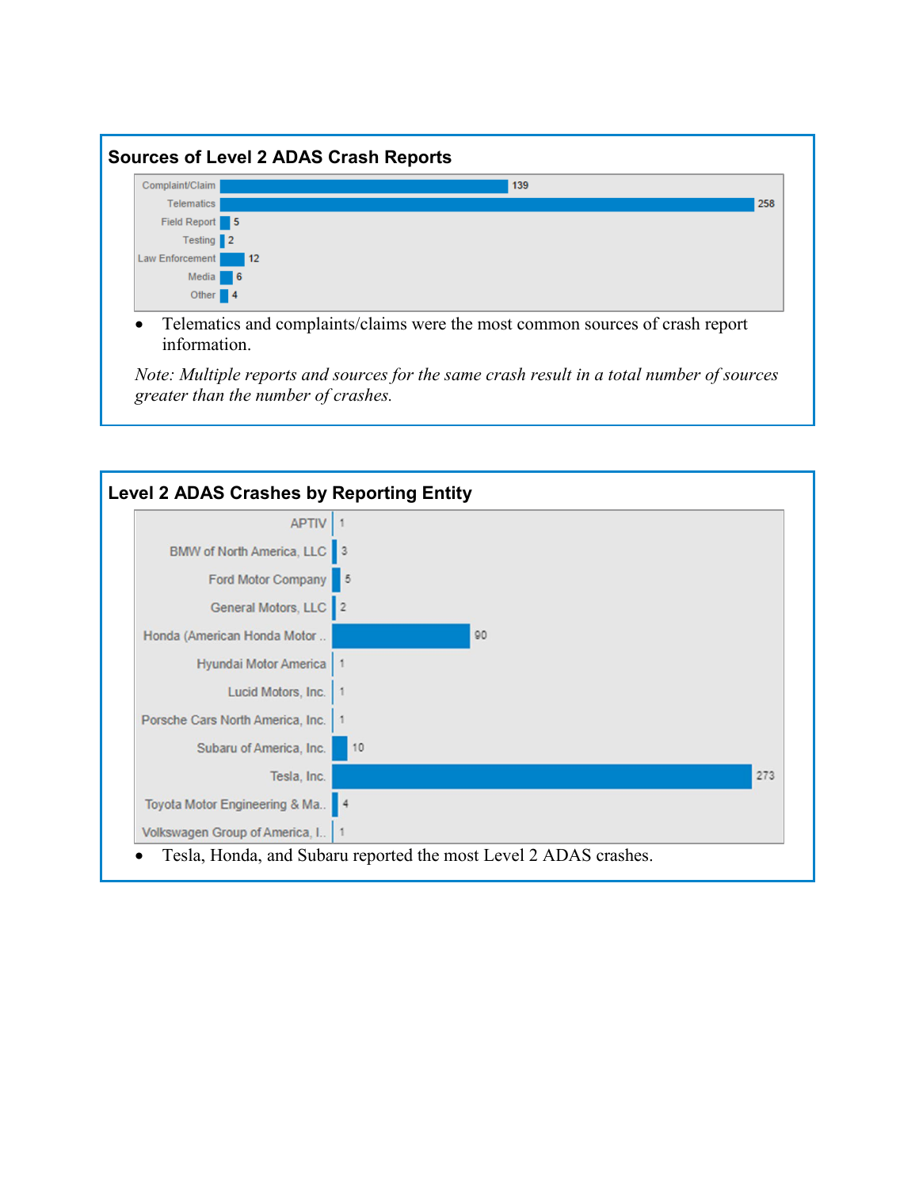## Sources of Level 2 ADAS Crash Reports

| Source | Count |
|---|---|
| Complaint/Claim | 139 |
| Telematics | 258 |
| Field Report | 5 |
| Testing | 2 |
| Law Enforcement | 12 |
| Media | 6 |
| Other | 4 |

- Telematics and complaints/claims were the most common sources of crash report information.

*Note: Multiple reports and sources for the same crash result in a total number of sources greater than the number of crashes.*

## Level 2 ADAS Crashes by Reporting Entity

| Reporting Entity | Crashes |
|---|---|
| APTIV | 1 |
| BMW of North America, LLC | 3 |
| Ford Motor Company | 5 |
| General Motors, LLC | 2 |
| Honda (American Honda Motor .. | 90 |
| Hyundai Motor America | 1 |
| Lucid Motors, Inc. | 1 |
| Porsche Cars North America, Inc. | 1 |
| Subaru of America, Inc. | 10 |
| Tesla, Inc. | 273 |
| Toyota Motor Engineering & Ma.. | 4 |
| Volkswagen Group of America, I.. | 1 |

- Tesla, Honda, and Subaru reported the most Level 2 ADAS crashes.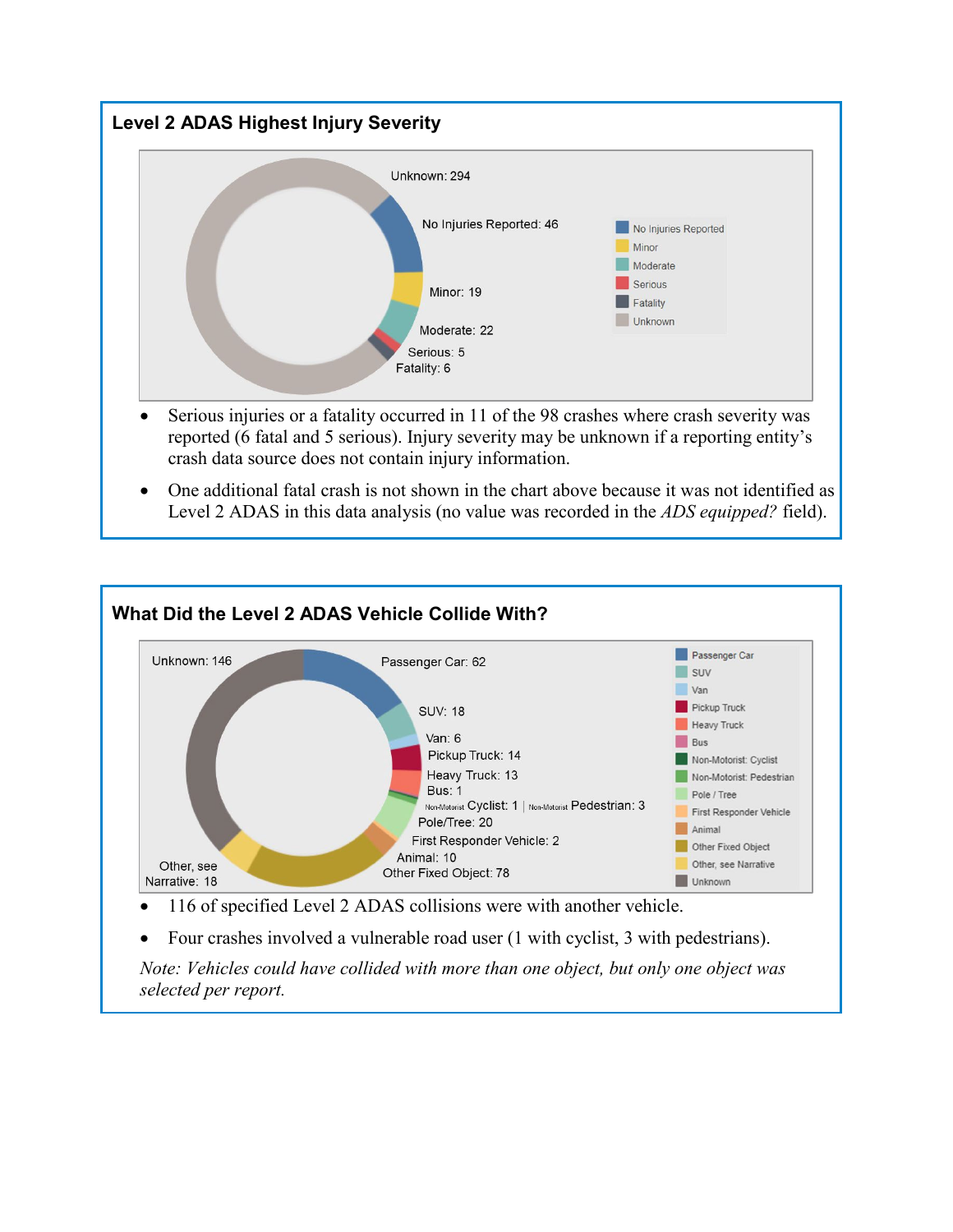### Level 2 ADAS Highest Injury Severity

| Injury Severity | Count |
|---|---|
| Unknown | 294 |
| No Injuries Reported | 46 |
| Minor | 19 |
| Moderate | 22 |
| Serious | 5 |
| Fatality | 6 |

- Serious injuries or a fatality occurred in 11 of the 98 crashes where crash severity was reported (6 fatal and 5 serious). Injury severity may be unknown if a reporting entity's crash data source does not contain injury information.
- One additional fatal crash is not shown in the chart above because it was not identified as Level 2 ADAS in this data analysis (no value was recorded in the *ADS equipped?* field).

### What Did the Level 2 ADAS Vehicle Collide With?

| Object | Count |
|---|---|
| Passenger Car | 62 |
| SUV | 18 |
| Van | 6 |
| Pickup Truck | 14 |
| Heavy Truck | 13 |
| Bus | 1 |
| Non-Motorist: Cyclist | 1 |
| Non-Motorist: Pedestrian | 3 |
| Pole / Tree | 20 |
| First Responder Vehicle | 2 |
| Animal | 10 |
| Other Fixed Object | 78 |
| Other, see Narrative | 18 |
| Unknown | 146 |

- 116 of specified Level 2 ADAS collisions were with another vehicle.
- Four crashes involved a vulnerable road user (1 with cyclist, 3 with pedestrians).

*Note: Vehicles could have collided with more than one object, but only one object was selected per report.*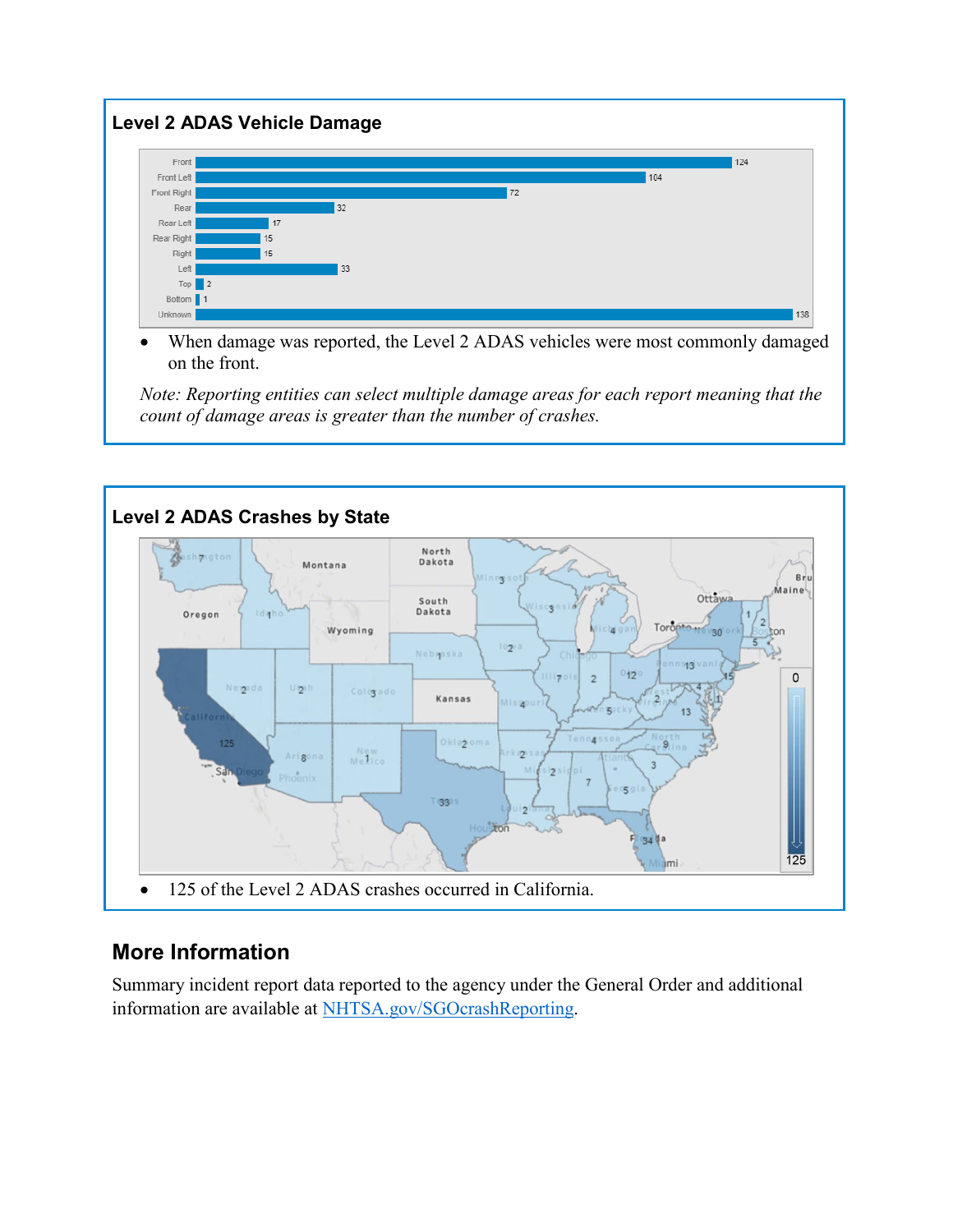### Level 2 ADAS Vehicle Damage

| Damage Area | Count |
|---|---|
| Front | 124 |
| Front Left | 104 |
| Front Right | 72 |
| Rear | 32 |
| Rear Left | 17 |
| Rear Right | 15 |
| Right | 15 |
| Left | 33 |
| Top | 2 |
| Bottom | 1 |
| Unknown | 138 |

- When damage was reported, the Level 2 ADAS vehicles were most commonly damaged on the front.

*Note: Reporting entities can select multiple damage areas for each report meaning that the count of damage areas is greater than the number of crashes.*

### Level 2 ADAS Crashes by State

- 125 of the Level 2 ADAS crashes occurred in California.

## More Information

Summary incident report data reported to the agency under the General Order and additional information are available at [NHTSA.gov/SGOcrashReporting](https://www.nhtsa.gov/SGOcrashReporting).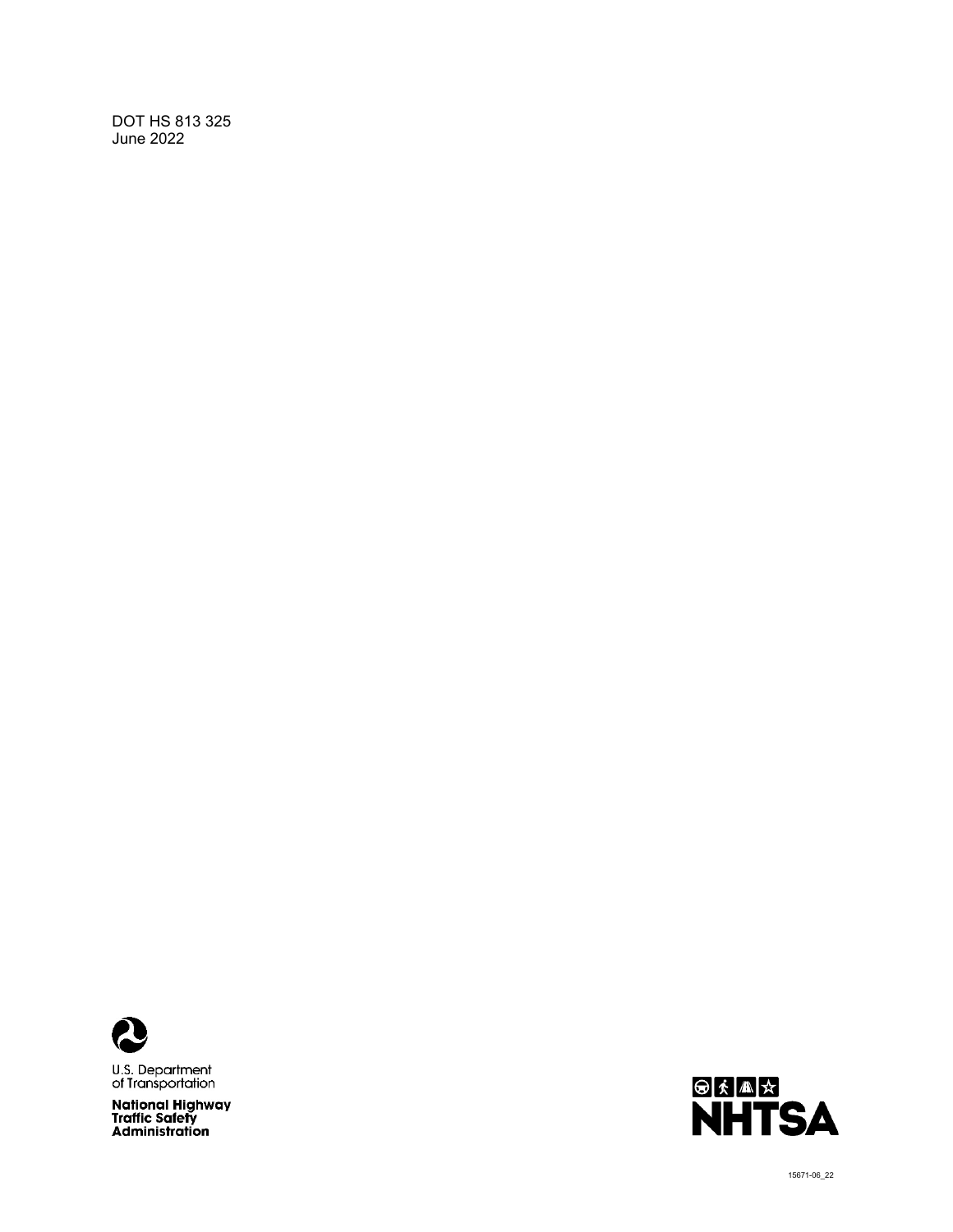DOT HS 813 325
June 2022

U.S. Department of Transportation

National Highway Traffic Safety Administration

NHTSA

15671-06_22